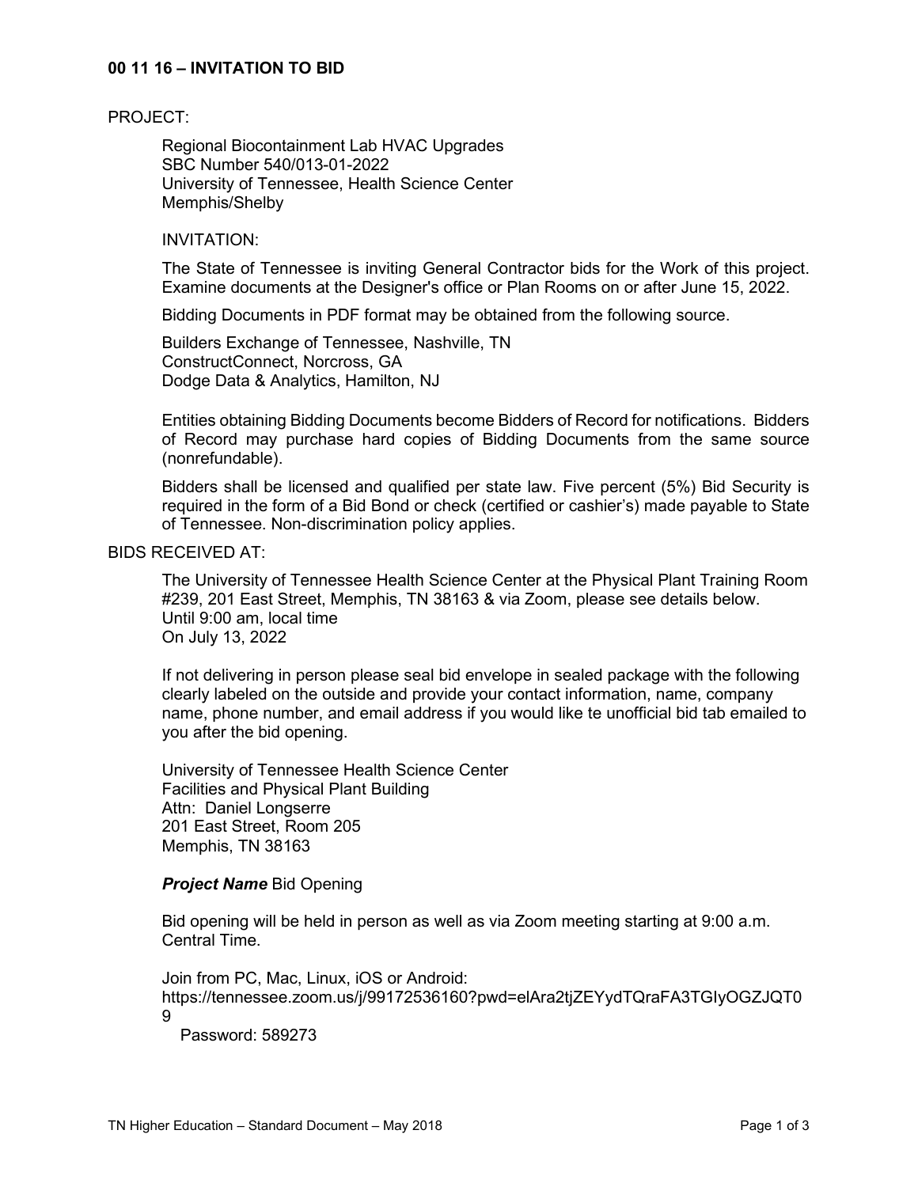# 00 11 16 – INVITATION TO BID

PROJECT:

Regional Biocontainment Lab HVAC Upgrades
SBC Number 540/013-01-2022
University of Tennessee, Health Science Center
Memphis/Shelby

INVITATION:

The State of Tennessee is inviting General Contractor bids for the Work of this project. Examine documents at the Designer's office or Plan Rooms on or after June 15, 2022.

Bidding Documents in PDF format may be obtained from the following source.

Builders Exchange of Tennessee, Nashville, TN
ConstructConnect, Norcross, GA
Dodge Data & Analytics, Hamilton, NJ

Entities obtaining Bidding Documents become Bidders of Record for notifications. Bidders of Record may purchase hard copies of Bidding Documents from the same source (nonrefundable).

Bidders shall be licensed and qualified per state law. Five percent (5%) Bid Security is required in the form of a Bid Bond or check (certified or cashier's) made payable to State of Tennessee. Non-discrimination policy applies.

BIDS RECEIVED AT:

The University of Tennessee Health Science Center at the Physical Plant Training Room #239, 201 East Street, Memphis, TN 38163 & via Zoom, please see details below.
Until 9:00 am, local time
On July 13, 2022

If not delivering in person please seal bid envelope in sealed package with the following clearly labeled on the outside and provide your contact information, name, company name, phone number, and email address if you would like te unofficial bid tab emailed to you after the bid opening.

University of Tennessee Health Science Center
Facilities and Physical Plant Building
Attn: Daniel Longserre
201 East Street, Room 205
Memphis, TN 38163

***Project Name*** Bid Opening

Bid opening will be held in person as well as via Zoom meeting starting at 9:00 a.m. Central Time.

Join from PC, Mac, Linux, iOS or Android:
https://tennessee.zoom.us/j/99172536160?pwd=elAra2tjZEYydTQraFA3TGIyOGZJQT09
Password: 589273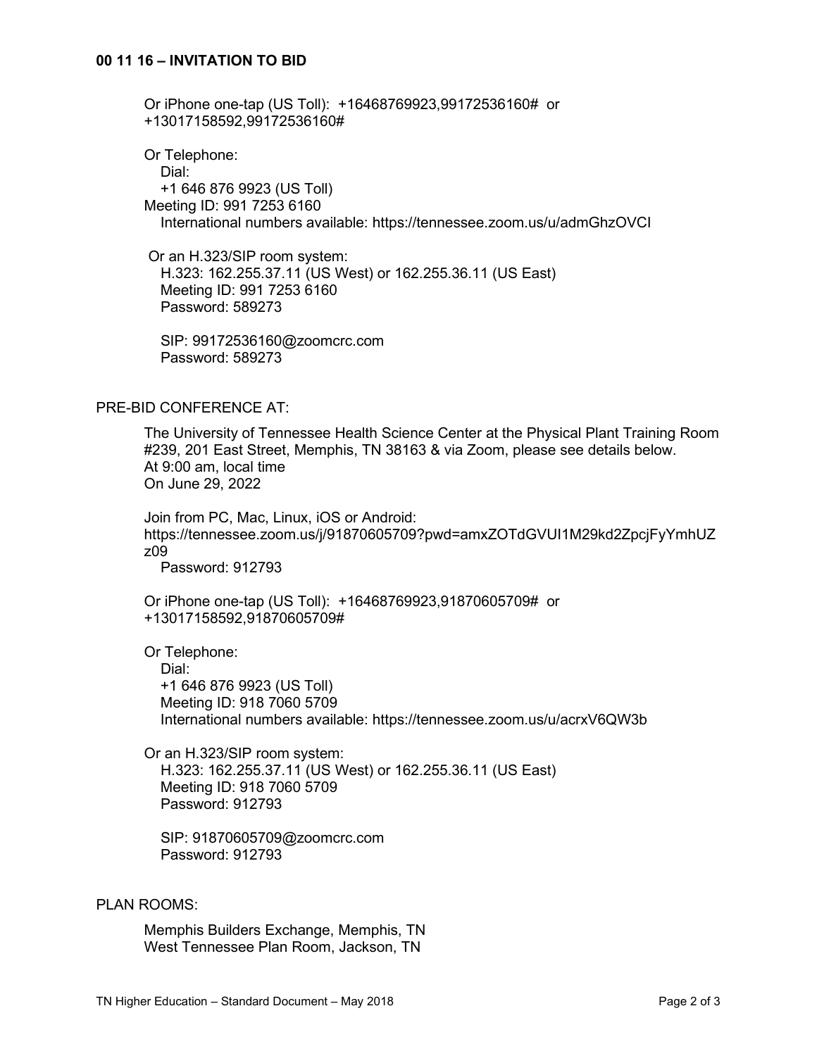Or iPhone one-tap (US Toll): +16468769923,99172536160# or +13017158592,99172536160#

Or Telephone:
Dial:
+1 646 876 9923 (US Toll)
Meeting ID: 991 7253 6160
International numbers available: https://tennessee.zoom.us/u/admGhzOVCl

Or an H.323/SIP room system:
H.323: 162.255.37.11 (US West) or 162.255.36.11 (US East)
Meeting ID: 991 7253 6160
Password: 589273

SIP: 99172536160@zoomcrc.com
Password: 589273

PRE-BID CONFERENCE AT:

The University of Tennessee Health Science Center at the Physical Plant Training Room #239, 201 East Street, Memphis, TN 38163 & via Zoom, please see details below.
At 9:00 am, local time
On June 29, 2022

Join from PC, Mac, Linux, iOS or Android:
https://tennessee.zoom.us/j/91870605709?pwd=amxZOTdGVUI1M29kd2ZpcjFyYmhUZz09
Password: 912793

Or iPhone one-tap (US Toll): +16468769923,91870605709# or +13017158592,91870605709#

Or Telephone:
Dial:
+1 646 876 9923 (US Toll)
Meeting ID: 918 7060 5709
International numbers available: https://tennessee.zoom.us/u/acrxV6QW3b

Or an H.323/SIP room system:
H.323: 162.255.37.11 (US West) or 162.255.36.11 (US East)
Meeting ID: 918 7060 5709
Password: 912793

SIP: 91870605709@zoomcrc.com
Password: 912793

PLAN ROOMS:

Memphis Builders Exchange, Memphis, TN
West Tennessee Plan Room, Jackson, TN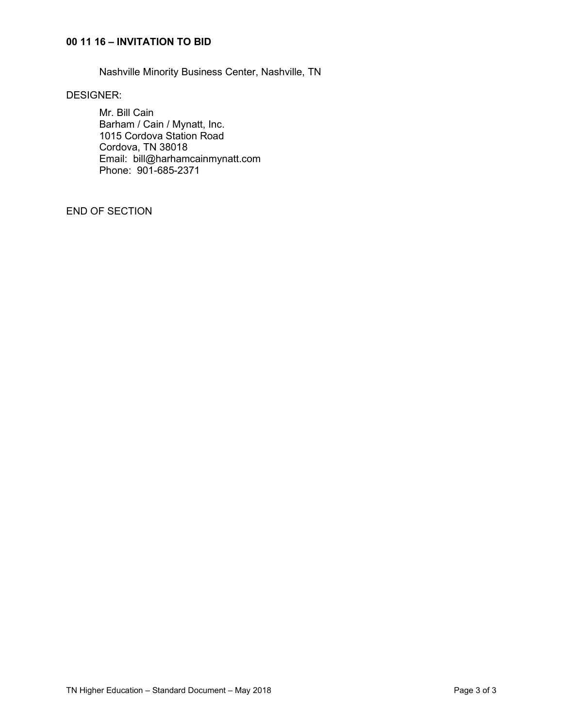**00 11 16 – INVITATION TO BID**

Nashville Minority Business Center, Nashville, TN

DESIGNER:

Mr. Bill Cain
Barham / Cain / Mynatt, Inc.
1015 Cordova Station Road
Cordova, TN 38018
Email: bill@harhamcainmynatt.com
Phone: 901-685-2371

END OF SECTION